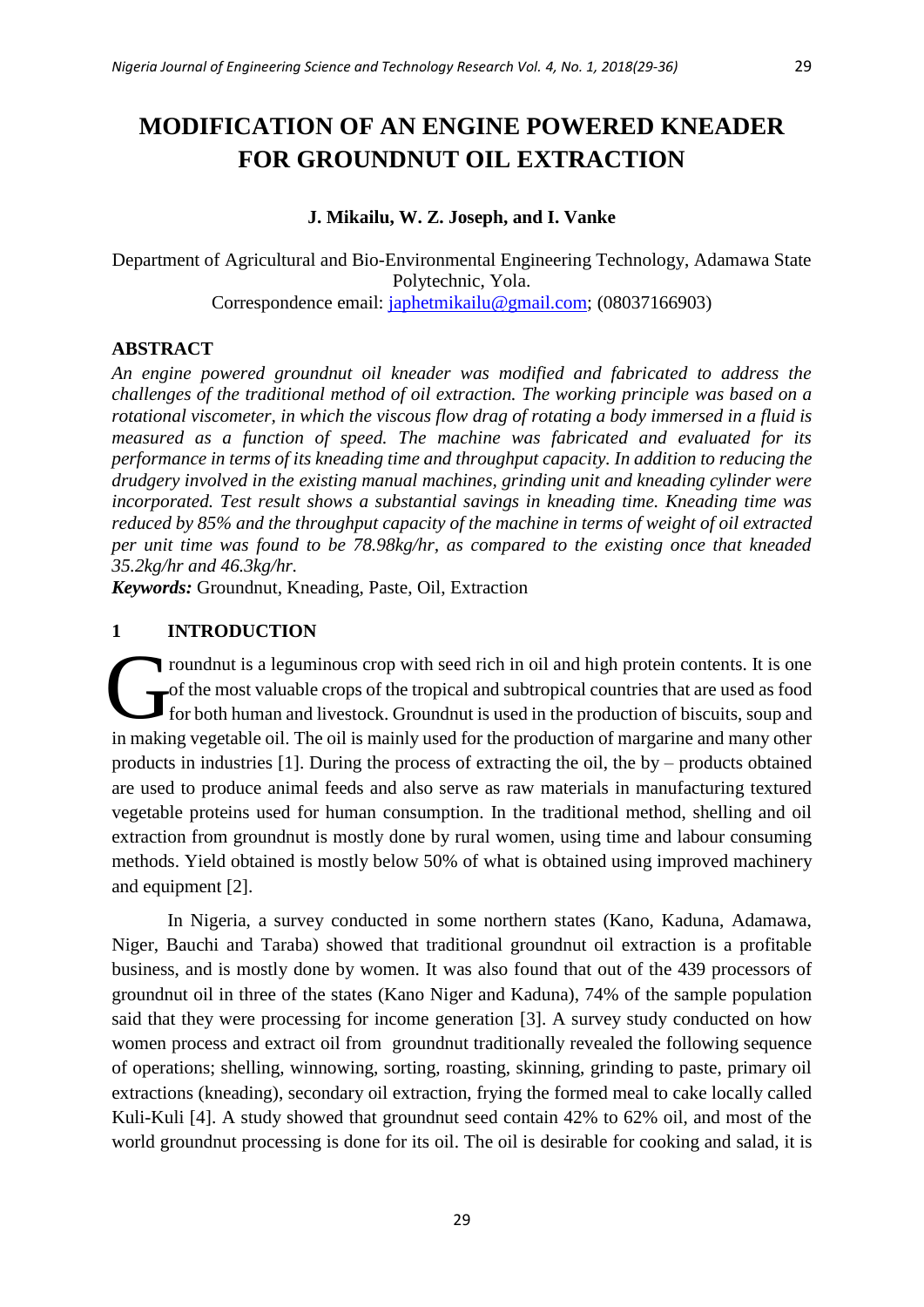# MODIFICATION OF AN ENGINE POWERED KNEADER FOR GROUNDNUT OIL EXTRACTION

**J. Mikailu, W. Z. Joseph, and I. Vanke**

Department of Agricultural and Bio-Environmental Engineering Technology, Adamawa State Polytechnic, Yola.
Correspondence email: japhetmikailu@gmail.com; (08037166903)

## ABSTRACT

*An engine powered groundnut oil kneader was modified and fabricated to address the challenges of the traditional method of oil extraction. The working principle was based on a rotational viscometer, in which the viscous flow drag of rotating a body immersed in a fluid is measured as a function of speed. The machine was fabricated and evaluated for its performance in terms of its kneading time and throughput capacity. In addition to reducing the drudgery involved in the existing manual machines, grinding unit and kneading cylinder were incorporated. Test result shows a substantial savings in kneading time. Kneading time was reduced by 85% and the throughput capacity of the machine in terms of weight of oil extracted per unit time was found to be 78.98kg/hr, as compared to the existing once that kneaded 35.2kg/hr and 46.3kg/hr.*

***Keywords:*** Groundnut, Kneading, Paste, Oil, Extraction

## 1 INTRODUCTION

Groundnut is a leguminous crop with seed rich in oil and high protein contents. It is one of the most valuable crops of the tropical and subtropical countries that are used as food for both human and livestock. Groundnut is used in the production of biscuits, soup and in making vegetable oil. The oil is mainly used for the production of margarine and many other products in industries [1]. During the process of extracting the oil, the by – products obtained are used to produce animal feeds and also serve as raw materials in manufacturing textured vegetable proteins used for human consumption. In the traditional method, shelling and oil extraction from groundnut is mostly done by rural women, using time and labour consuming methods. Yield obtained is mostly below 50% of what is obtained using improved machinery and equipment [2].

In Nigeria, a survey conducted in some northern states (Kano, Kaduna, Adamawa, Niger, Bauchi and Taraba) showed that traditional groundnut oil extraction is a profitable business, and is mostly done by women. It was also found that out of the 439 processors of groundnut oil in three of the states (Kano Niger and Kaduna), 74% of the sample population said that they were processing for income generation [3]. A survey study conducted on how women process and extract oil from groundnut traditionally revealed the following sequence of operations; shelling, winnowing, sorting, roasting, skinning, grinding to paste, primary oil extractions (kneading), secondary oil extraction, frying the formed meal to cake locally called Kuli-Kuli [4]. A study showed that groundnut seed contain 42% to 62% oil, and most of the world groundnut processing is done for its oil. The oil is desirable for cooking and salad, it is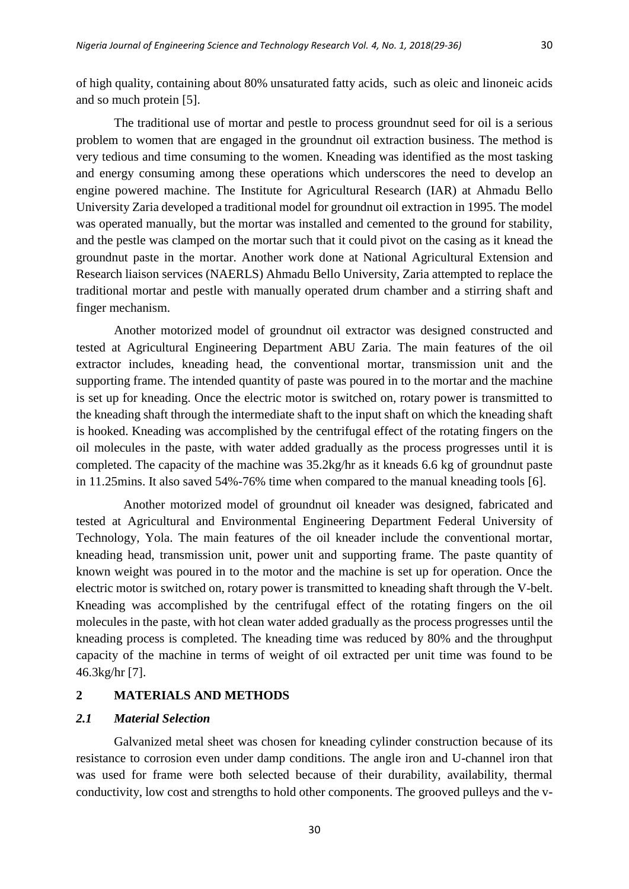of high quality, containing about 80% unsaturated fatty acids, such as oleic and linoneic acids and so much protein [5].

The traditional use of mortar and pestle to process groundnut seed for oil is a serious problem to women that are engaged in the groundnut oil extraction business. The method is very tedious and time consuming to the women. Kneading was identified as the most tasking and energy consuming among these operations which underscores the need to develop an engine powered machine. The Institute for Agricultural Research (IAR) at Ahmadu Bello University Zaria developed a traditional model for groundnut oil extraction in 1995. The model was operated manually, but the mortar was installed and cemented to the ground for stability, and the pestle was clamped on the mortar such that it could pivot on the casing as it knead the groundnut paste in the mortar. Another work done at National Agricultural Extension and Research liaison services (NAERLS) Ahmadu Bello University, Zaria attempted to replace the traditional mortar and pestle with manually operated drum chamber and a stirring shaft and finger mechanism.

Another motorized model of groundnut oil extractor was designed constructed and tested at Agricultural Engineering Department ABU Zaria. The main features of the oil extractor includes, kneading head, the conventional mortar, transmission unit and the supporting frame. The intended quantity of paste was poured in to the mortar and the machine is set up for kneading. Once the electric motor is switched on, rotary power is transmitted to the kneading shaft through the intermediate shaft to the input shaft on which the kneading shaft is hooked. Kneading was accomplished by the centrifugal effect of the rotating fingers on the oil molecules in the paste, with water added gradually as the process progresses until it is completed. The capacity of the machine was 35.2kg/hr as it kneads 6.6 kg of groundnut paste in 11.25mins. It also saved 54%-76% time when compared to the manual kneading tools [6].

Another motorized model of groundnut oil kneader was designed, fabricated and tested at Agricultural and Environmental Engineering Department Federal University of Technology, Yola. The main features of the oil kneader include the conventional mortar, kneading head, transmission unit, power unit and supporting frame. The paste quantity of known weight was poured in to the motor and the machine is set up for operation. Once the electric motor is switched on, rotary power is transmitted to kneading shaft through the V-belt. Kneading was accomplished by the centrifugal effect of the rotating fingers on the oil molecules in the paste, with hot clean water added gradually as the process progresses until the kneading process is completed. The kneading time was reduced by 80% and the throughput capacity of the machine in terms of weight of oil extracted per unit time was found to be 46.3kg/hr [7].

## 2 MATERIALS AND METHODS

### *2.1 Material Selection*

Galvanized metal sheet was chosen for kneading cylinder construction because of its resistance to corrosion even under damp conditions. The angle iron and U-channel iron that was used for frame were both selected because of their durability, availability, thermal conductivity, low cost and strengths to hold other components. The grooved pulleys and the v-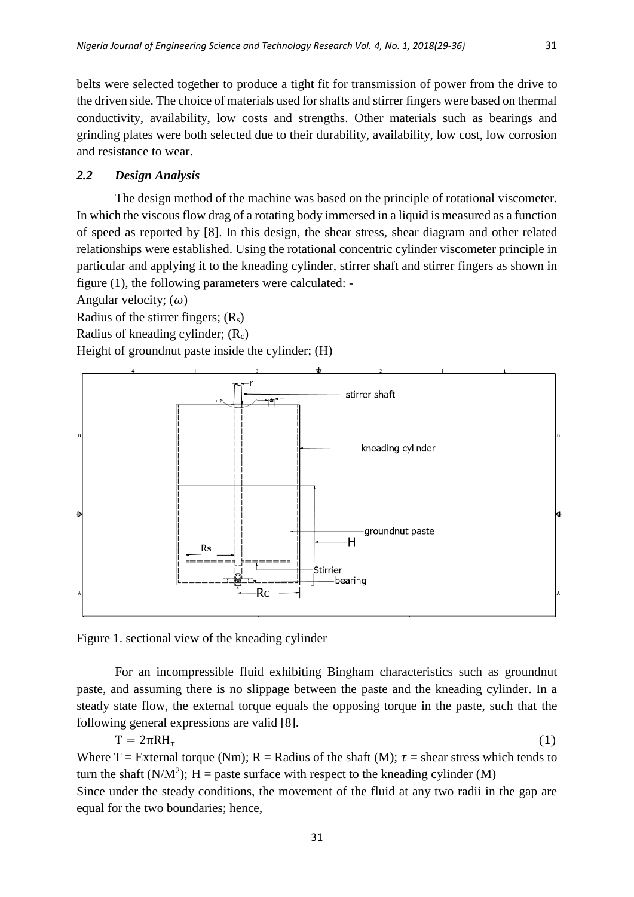belts were selected together to produce a tight fit for transmission of power from the drive to the driven side. The choice of materials used for shafts and stirrer fingers were based on thermal conductivity, availability, low costs and strengths. Other materials such as bearings and grinding plates were both selected due to their durability, availability, low cost, low corrosion and resistance to wear.

### *2.2 Design Analysis*

The design method of the machine was based on the principle of rotational viscometer. In which the viscous flow drag of a rotating body immersed in a liquid is measured as a function of speed as reported by [8]. In this design, the shear stress, shear diagram and other related relationships were established. Using the rotational concentric cylinder viscometer principle in particular and applying it to the kneading cylinder, stirrer shaft and stirrer fingers as shown in figure (1), the following parameters were calculated: -

Angular velocity; ($\omega$)

Radius of the stirrer fingers; ($R_s$)

Radius of kneading cylinder; ($R_c$)

Height of groundnut paste inside the cylinder; (H)

Figure 1. sectional view of the kneading cylinder

For an incompressible fluid exhibiting Bingham characteristics such as groundnut paste, and assuming there is no slippage between the paste and the kneading cylinder. In a steady state flow, the external torque equals the opposing torque in the paste, such that the following general expressions are valid [8].

$$T = 2\pi R H_{\tau} \tag{1}$$

Where T = External torque (Nm); R = Radius of the shaft (M); $\tau$ = shear stress which tends to turn the shaft ($N/M^2$); H = paste surface with respect to the kneading cylinder (M)

Since under the steady conditions, the movement of the fluid at any two radii in the gap are equal for the two boundaries; hence,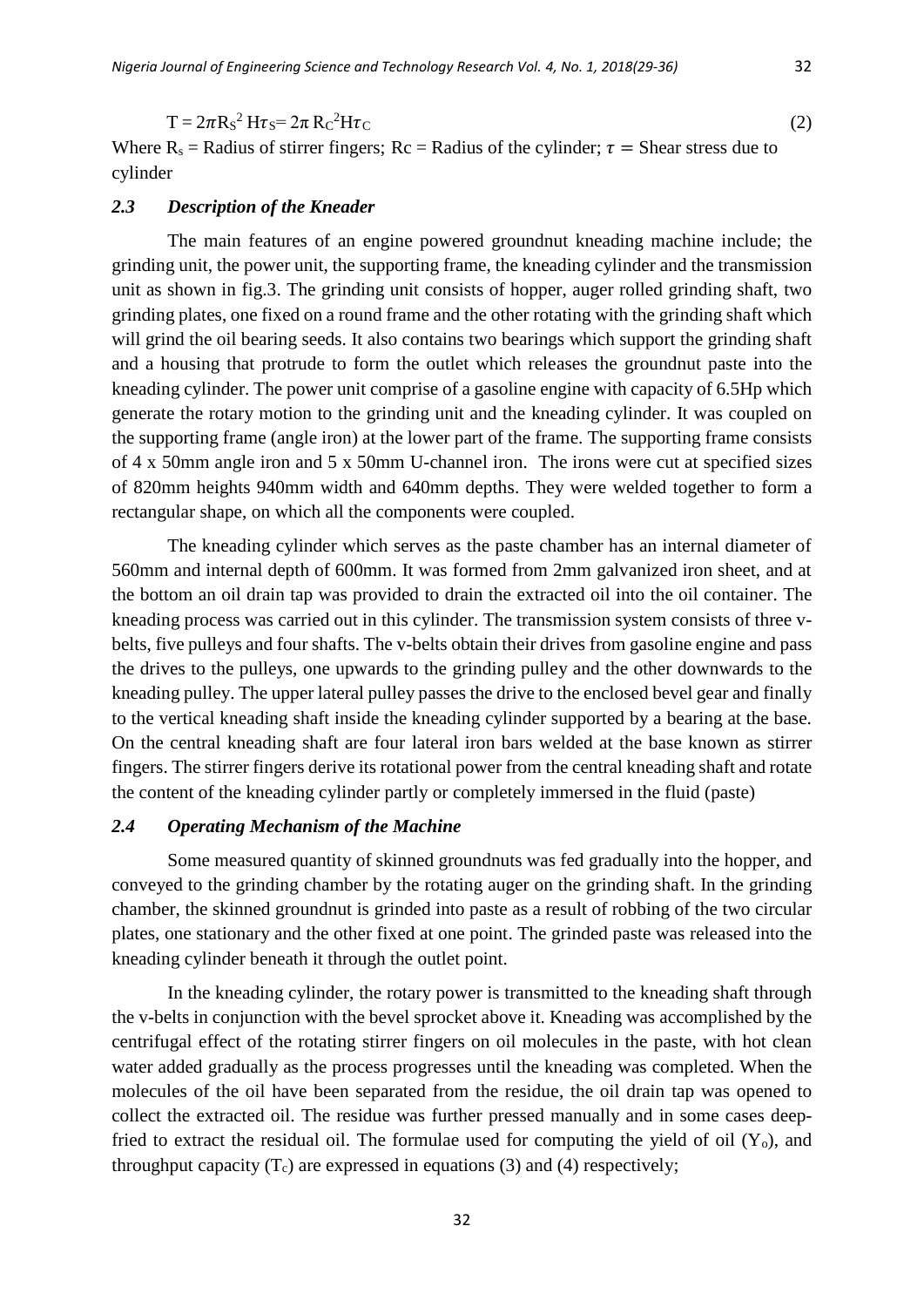$$T = 2\pi R_S^2 H\tau_S = 2\pi R_C^2 H\tau_C \quad (2)$$

Where $R_s$ = Radius of stirrer fingers; Rc = Radius of the cylinder; $\tau =$ Shear stress due to cylinder

### *2.3 Description of the Kneader*

The main features of an engine powered groundnut kneading machine include; the grinding unit, the power unit, the supporting frame, the kneading cylinder and the transmission unit as shown in fig.3. The grinding unit consists of hopper, auger rolled grinding shaft, two grinding plates, one fixed on a round frame and the other rotating with the grinding shaft which will grind the oil bearing seeds. It also contains two bearings which support the grinding shaft and a housing that protrude to form the outlet which releases the groundnut paste into the kneading cylinder. The power unit comprise of a gasoline engine with capacity of 6.5Hp which generate the rotary motion to the grinding unit and the kneading cylinder. It was coupled on the supporting frame (angle iron) at the lower part of the frame. The supporting frame consists of 4 x 50mm angle iron and 5 x 50mm U-channel iron. The irons were cut at specified sizes of 820mm heights 940mm width and 640mm depths. They were welded together to form a rectangular shape, on which all the components were coupled.

The kneading cylinder which serves as the paste chamber has an internal diameter of 560mm and internal depth of 600mm. It was formed from 2mm galvanized iron sheet, and at the bottom an oil drain tap was provided to drain the extracted oil into the oil container. The kneading process was carried out in this cylinder. The transmission system consists of three v-belts, five pulleys and four shafts. The v-belts obtain their drives from gasoline engine and pass the drives to the pulleys, one upwards to the grinding pulley and the other downwards to the kneading pulley. The upper lateral pulley passes the drive to the enclosed bevel gear and finally to the vertical kneading shaft inside the kneading cylinder supported by a bearing at the base. On the central kneading shaft are four lateral iron bars welded at the base known as stirrer fingers. The stirrer fingers derive its rotational power from the central kneading shaft and rotate the content of the kneading cylinder partly or completely immersed in the fluid (paste)

### *2.4 Operating Mechanism of the Machine*

Some measured quantity of skinned groundnuts was fed gradually into the hopper, and conveyed to the grinding chamber by the rotating auger on the grinding shaft. In the grinding chamber, the skinned groundnut is grinded into paste as a result of robbing of the two circular plates, one stationary and the other fixed at one point. The grinded paste was released into the kneading cylinder beneath it through the outlet point.

In the kneading cylinder, the rotary power is transmitted to the kneading shaft through the v-belts in conjunction with the bevel sprocket above it. Kneading was accomplished by the centrifugal effect of the rotating stirrer fingers on oil molecules in the paste, with hot clean water added gradually as the process progresses until the kneading was completed. When the molecules of the oil have been separated from the residue, the oil drain tap was opened to collect the extracted oil. The residue was further pressed manually and in some cases deep-fried to extract the residual oil. The formulae used for computing the yield of oil ($Y_o$), and throughput capacity ($T_c$) are expressed in equations (3) and (4) respectively;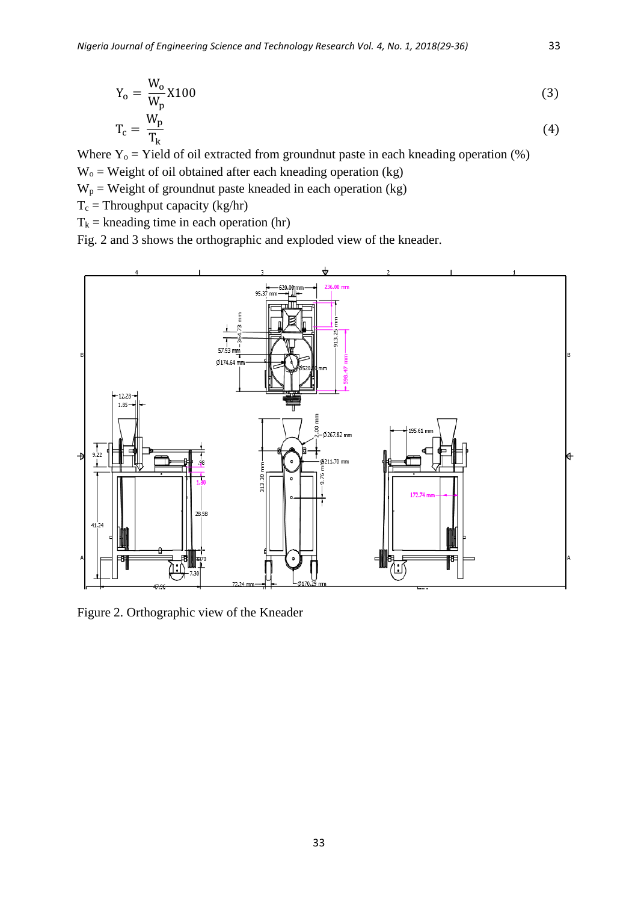$$Y_o = \frac{W_o}{W_p} X100 \quad (3)$$

$$T_c = \frac{W_p}{T_k} \quad (4)$$

Where $Y_o$ = Yield of oil extracted from groundnut paste in each kneading operation (%)
$W_o$ = Weight of oil obtained after each kneading operation (kg)
$W_p$ = Weight of groundnut paste kneaded in each operation (kg)
$T_c$ = Throughput capacity (kg/hr)
$T_k$ = kneading time in each operation (hr)
Fig. 2 and 3 shows the orthographic and exploded view of the kneader.

Figure 2. Orthographic view of the Kneader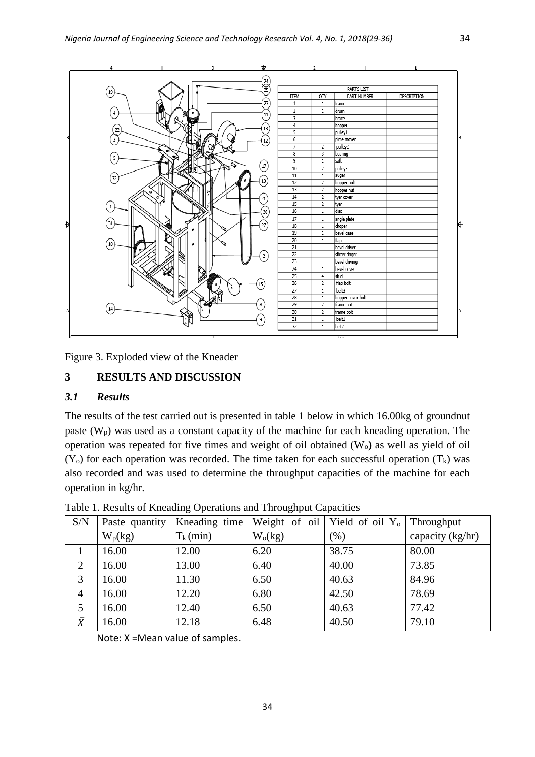Figure 3. Exploded view of the Kneader

## 3 RESULTS AND DISCUSSION

### *3.1 Results*

The results of the test carried out is presented in table 1 below in which 16.00kg of groundnut paste ($W_p$) was used as a constant capacity of the machine for each kneading operation. The operation was repeated for five times and weight of oil obtained ($W_o$**)** as well as yield of oil ($Y_o$) for each operation was recorded. The time taken for each successful operation ($T_k$) was also recorded and was used to determine the throughput capacities of the machine for each operation in kg/hr.

Table 1. Results of Kneading Operations and Throughput Capacities

| S/N | Paste quantity $W_p$(kg) | Kneading time $T_k$ (min) | Weight of oil $W_o$(kg) | Yield of oil $Y_o$ (%) | Throughput capacity (kg/hr) |
|---|---|---|---|---|---|
| 1 | 16.00 | 12.00 | 6.20 | 38.75 | 80.00 |
| 2 | 16.00 | 13.00 | 6.40 | 40.00 | 73.85 |
| 3 | 16.00 | 11.30 | 6.50 | 40.63 | 84.96 |
| 4 | 16.00 | 12.20 | 6.80 | 42.50 | 78.69 |
| 5 | 16.00 | 12.40 | 6.50 | 40.63 | 77.42 |
| $\bar{X}$ | 16.00 | 12.18 | 6.48 | 40.50 | 79.10 |

Note: X =Mean value of samples.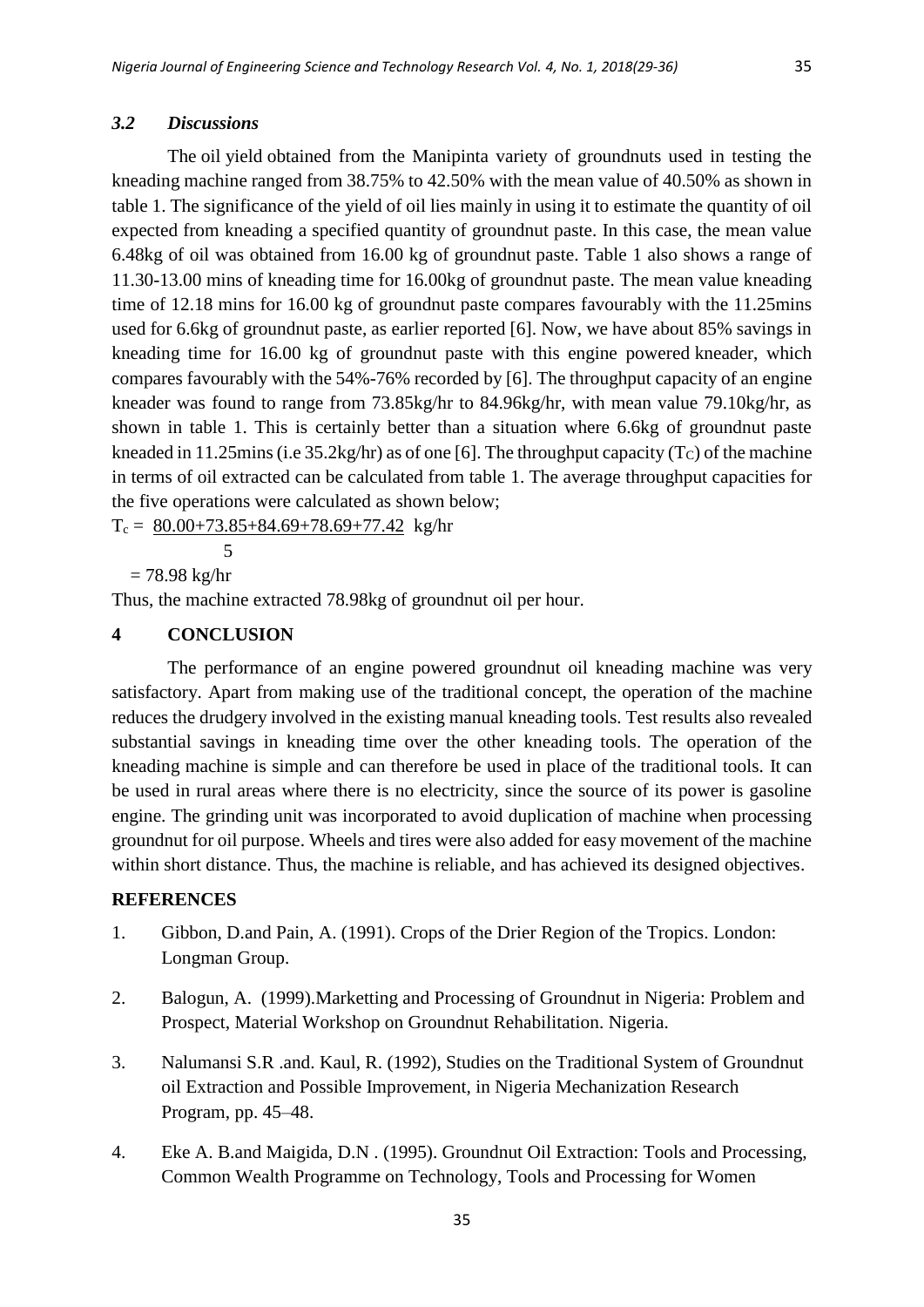### *3.2 Discussions*

The oil yield obtained from the Manipinta variety of groundnuts used in testing the kneading machine ranged from 38.75% to 42.50% with the mean value of 40.50% as shown in table 1. The significance of the yield of oil lies mainly in using it to estimate the quantity of oil expected from kneading a specified quantity of groundnut paste. In this case, the mean value 6.48kg of oil was obtained from 16.00 kg of groundnut paste. Table 1 also shows a range of 11.30-13.00 mins of kneading time for 16.00kg of groundnut paste. The mean value kneading time of 12.18 mins for 16.00 kg of groundnut paste compares favourably with the 11.25mins used for 6.6kg of groundnut paste, as earlier reported [6]. Now, we have about 85% savings in kneading time for 16.00 kg of groundnut paste with this engine powered kneader, which compares favourably with the 54%-76% recorded by [6]. The throughput capacity of an engine kneader was found to range from 73.85kg/hr to 84.96kg/hr, with mean value 79.10kg/hr, as shown in table 1. This is certainly better than a situation where 6.6kg of groundnut paste kneaded in 11.25mins (i.e 35.2kg/hr) as of one [6]. The throughput capacity ($T_C$) of the machine in terms of oil extracted can be calculated from table 1. The average throughput capacities for the five operations were calculated as shown below;

$$T_c = \frac{80.00+73.85+84.69+78.69+77.42}{5} \text{ kg/hr}$$

$$= 78.98 \text{ kg/hr}$$

Thus, the machine extracted 78.98kg of groundnut oil per hour.

## 4 CONCLUSION

The performance of an engine powered groundnut oil kneading machine was very satisfactory. Apart from making use of the traditional concept, the operation of the machine reduces the drudgery involved in the existing manual kneading tools. Test results also revealed substantial savings in kneading time over the other kneading tools. The operation of the kneading machine is simple and can therefore be used in place of the traditional tools. It can be used in rural areas where there is no electricity, since the source of its power is gasoline engine. The grinding unit was incorporated to avoid duplication of machine when processing groundnut for oil purpose. Wheels and tires were also added for easy movement of the machine within short distance. Thus, the machine is reliable, and has achieved its designed objectives.

## REFERENCES

1. Gibbon, D.and Pain, A. (1991). Crops of the Drier Region of the Tropics. London: Longman Group.
2. Balogun, A. (1999).Marketting and Processing of Groundnut in Nigeria: Problem and Prospect, Material Workshop on Groundnut Rehabilitation. Nigeria.
3. Nalumansi S.R .and. Kaul, R. (1992), Studies on the Traditional System of Groundnut oil Extraction and Possible Improvement, in Nigeria Mechanization Research Program, pp. 45–48.
4. Eke A. B.and Maigida, D.N . (1995). Groundnut Oil Extraction: Tools and Processing, Common Wealth Programme on Technology, Tools and Processing for Women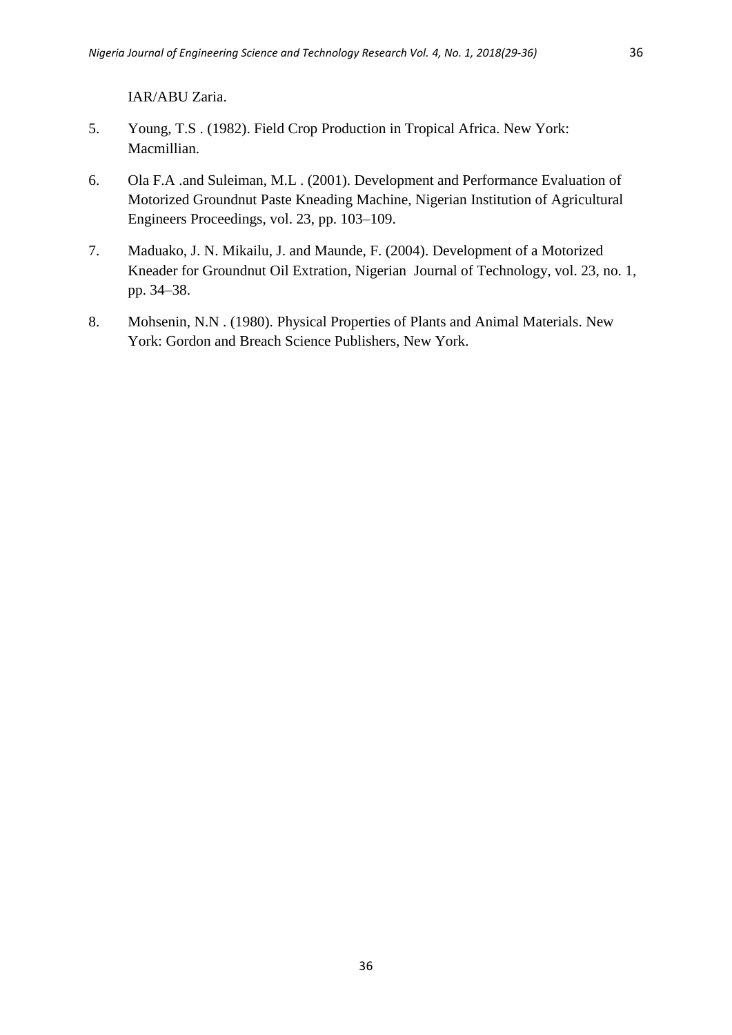IAR/ABU Zaria.

5. Young, T.S . (1982). Field Crop Production in Tropical Africa. New York: Macmillian.

6. Ola F.A .and Suleiman, M.L . (2001). Development and Performance Evaluation of Motorized Groundnut Paste Kneading Machine, Nigerian Institution of Agricultural Engineers Proceedings, vol. 23, pp. 103–109.

7. Maduako, J. N. Mikailu, J. and Maunde, F. (2004). Development of a Motorized Kneader for Groundnut Oil Extration, Nigerian Journal of Technology, vol. 23, no. 1, pp. 34–38.

8. Mohsenin, N.N . (1980). Physical Properties of Plants and Animal Materials. New York: Gordon and Breach Science Publishers, New York.